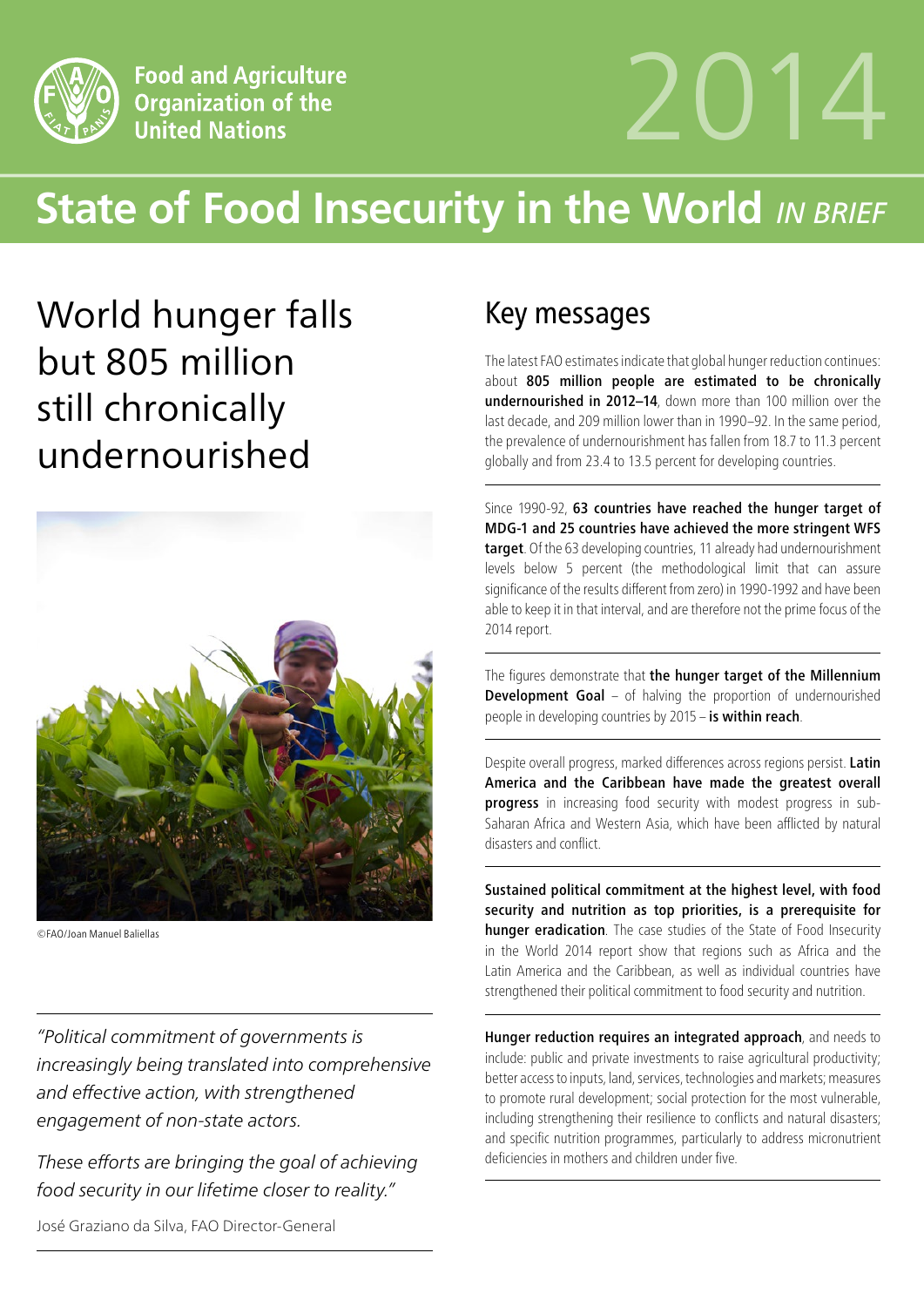Food and Agriculture Organization of the United Nations

2014

# State of Food Insecurity in the World *IN BRIEF*

## World hunger falls but 805 million still chronically undernourished

©FAO/Joan Manuel Baliellas

*"Political commitment of governments is increasingly being translated into comprehensive and effective action, with strengthened engagement of non-state actors.*

*These efforts are bringing the goal of achieving food security in our lifetime closer to reality."*

José Graziano da Silva, FAO Director-General

## Key messages

The latest FAO estimates indicate that global hunger reduction continues: about **805 million people are estimated to be chronically undernourished in 2012–14**, down more than 100 million over the last decade, and 209 million lower than in 1990–92. In the same period, the prevalence of undernourishment has fallen from 18.7 to 11.3 percent globally and from 23.4 to 13.5 percent for developing countries.

Since 1990-92, **63 countries have reached the hunger target of MDG-1 and 25 countries have achieved the more stringent WFS target**. Of the 63 developing countries, 11 already had undernourishment levels below 5 percent (the methodological limit that can assure significance of the results different from zero) in 1990-1992 and have been able to keep it in that interval, and are therefore not the prime focus of the 2014 report.

The figures demonstrate that **the hunger target of the Millennium Development Goal** – of halving the proportion of undernourished people in developing countries by 2015 – **is within reach**.

Despite overall progress, marked differences across regions persist. **Latin America and the Caribbean have made the greatest overall progress** in increasing food security with modest progress in sub-Saharan Africa and Western Asia, which have been afflicted by natural disasters and conflict.

**Sustained political commitment at the highest level, with food security and nutrition as top priorities, is a prerequisite for hunger eradication**. The case studies of the State of Food Insecurity in the World 2014 report show that regions such as Africa and the Latin America and the Caribbean, as well as individual countries have strengthened their political commitment to food security and nutrition.

**Hunger reduction requires an integrated approach**, and needs to include: public and private investments to raise agricultural productivity; better access to inputs, land, services, technologies and markets; measures to promote rural development; social protection for the most vulnerable, including strengthening their resilience to conflicts and natural disasters; and specific nutrition programmes, particularly to address micronutrient deficiencies in mothers and children under five.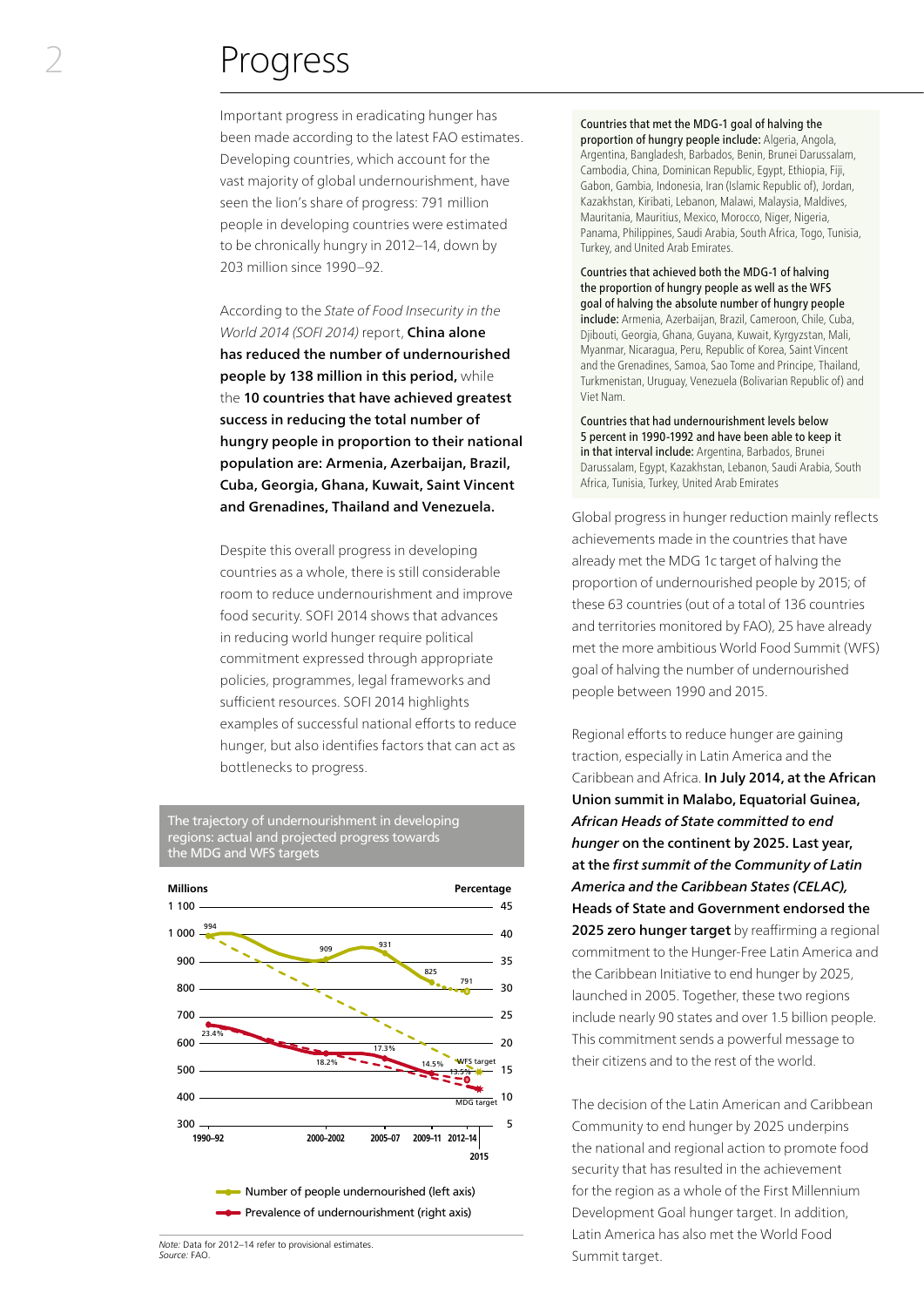# Progress

Important progress in eradicating hunger has been made according to the latest FAO estimates. Developing countries, which account for the vast majority of global undernourishment, have seen the lion's share of progress: 791 million people in developing countries were estimated to be chronically hungry in 2012–14, down by 203 million since 1990–92.

According to the *State of Food Insecurity in the World 2014 (SOFI 2014)* report, **China alone has reduced the number of undernourished people by 138 million in this period,** while the **10 countries that have achieved greatest success in reducing the total number of hungry people in proportion to their national population are: Armenia, Azerbaijan, Brazil, Cuba, Georgia, Ghana, Kuwait, Saint Vincent and Grenadines, Thailand and Venezuela.**

Despite this overall progress in developing countries as a whole, there is still considerable room to reduce undernourishment and improve food security. SOFI 2014 shows that advances in reducing world hunger require political commitment expressed through appropriate policies, programmes, legal frameworks and sufficient resources. SOFI 2014 highlights examples of successful national efforts to reduce hunger, but also identifies factors that can act as bottlenecks to progress.

The trajectory of undernourishment in developing regions: actual and projected progress towards the MDG and WFS targets

| Period | Number of people undernourished (millions, left axis) | Prevalence of undernourishment (%, right axis) |
|---|---|---|
| 1990–92 | 994 | 23.4% |
| 2000–2002 | 909 | 18.2% |
| 2005–07 | 931 | 17.3% |
| 2009–11 | 825 | 14.5% |
| 2012–14 | 791 | 13.5% |

WFS target; MDG target (2015)

- Number of people undernourished (left axis)
- Prevalence of undernourishment (right axis)

*Note:* Data for 2012–14 refer to provisional estimates.
*Source:* FAO.

**Countries that met the MDG-1 goal of halving the proportion of hungry people include:** Algeria, Angola, Argentina, Bangladesh, Barbados, Benin, Brunei Darussalam, Cambodia, China, Dominican Republic, Egypt, Ethiopia, Fiji, Gabon, Gambia, Indonesia, Iran (Islamic Republic of), Jordan, Kazakhstan, Kiribati, Lebanon, Malawi, Malaysia, Maldives, Mauritania, Mauritius, Mexico, Morocco, Niger, Nigeria, Panama, Philippines, Saudi Arabia, South Africa, Togo, Tunisia, Turkey, and United Arab Emirates.

**Countries that achieved both the MDG-1 of halving the proportion of hungry people as well as the WFS goal of halving the absolute number of hungry people include:** Armenia, Azerbaijan, Brazil, Cameroon, Chile, Cuba, Djibouti, Georgia, Ghana, Guyana, Kuwait, Kyrgyzstan, Mali, Myanmar, Nicaragua, Peru, Republic of Korea, Saint Vincent and the Grenadines, Samoa, Sao Tome and Principe, Thailand, Turkmenistan, Uruguay, Venezuela (Bolivarian Republic of) and Viet Nam.

**Countries that had undernourishment levels below 5 percent in 1990-1992 and have been able to keep it in that interval include:** Argentina, Barbados, Brunei Darussalam, Egypt, Kazakhstan, Lebanon, Saudi Arabia, South Africa, Tunisia, Turkey, United Arab Emirates

Global progress in hunger reduction mainly reflects achievements made in the countries that have already met the MDG 1c target of halving the proportion of undernourished people by 2015; of these 63 countries (out of a total of 136 countries and territories monitored by FAO), 25 have already met the more ambitious World Food Summit (WFS) goal of halving the number of undernourished people between 1990 and 2015.

Regional efforts to reduce hunger are gaining traction, especially in Latin America and the Caribbean and Africa. **In July 2014, at the African Union summit in Malabo, Equatorial Guinea, *African Heads of State committed to end hunger* on the continent by 2025. Last year, at the *first summit of the Community of Latin America and the Caribbean States (CELAC),* Heads of State and Government endorsed the 2025 zero hunger target** by reaffirming a regional commitment to the Hunger-Free Latin America and the Caribbean Initiative to end hunger by 2025, launched in 2005. Together, these two regions include nearly 90 states and over 1.5 billion people. This commitment sends a powerful message to their citizens and to the rest of the world.

The decision of the Latin American and Caribbean Community to end hunger by 2025 underpins the national and regional action to promote food security that has resulted in the achievement for the region as a whole of the First Millennium Development Goal hunger target. In addition, Latin America has also met the World Food Summit target.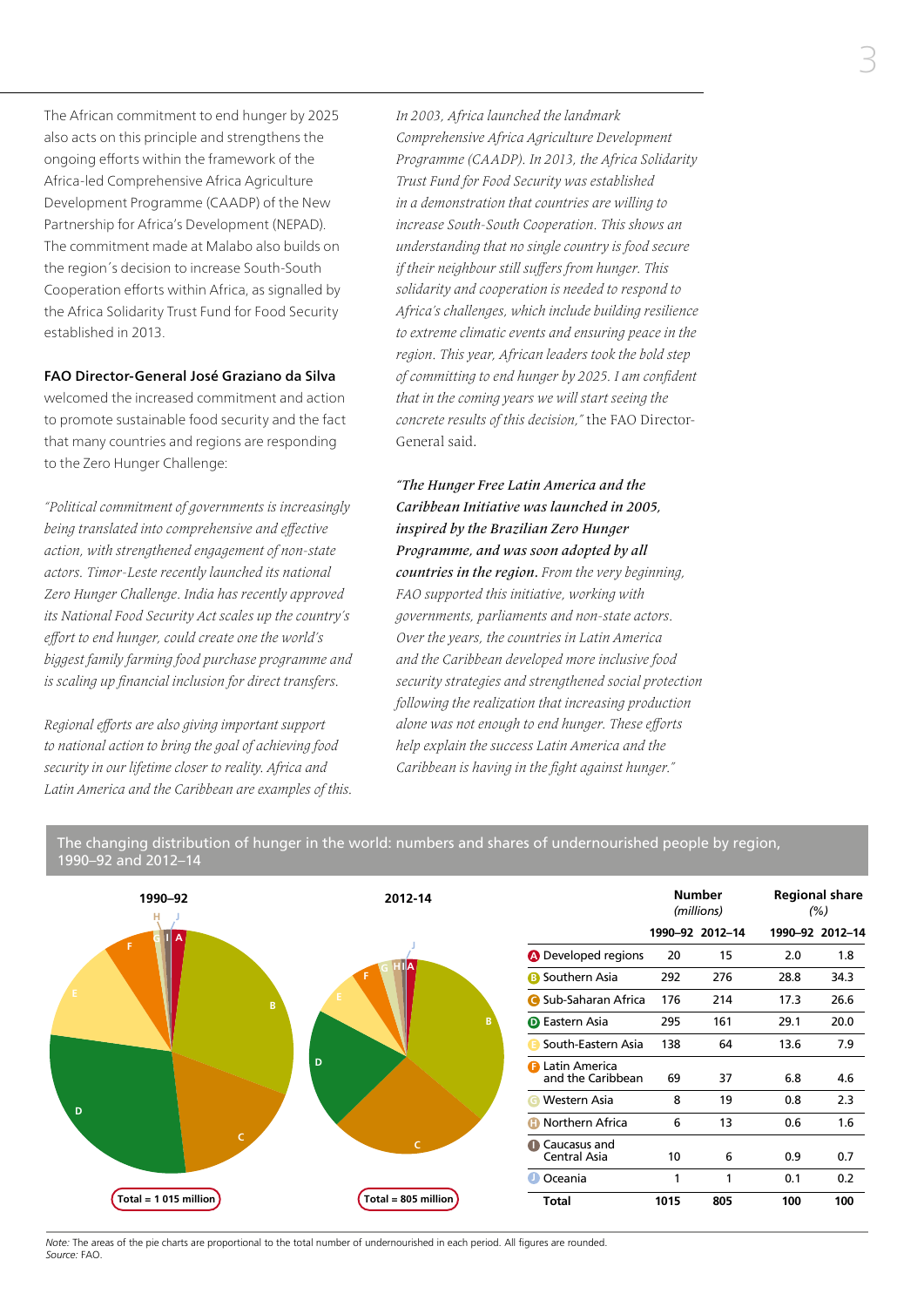The African commitment to end hunger by 2025 also acts on this principle and strengthens the ongoing efforts within the framework of the Africa-led Comprehensive Africa Agriculture Development Programme (CAADP) of the New Partnership for Africa's Development (NEPAD). The commitment made at Malabo also builds on the region´s decision to increase South-South Cooperation efforts within Africa, as signalled by the Africa Solidarity Trust Fund for Food Security established in 2013.

**FAO Director-General José Graziano da Silva** welcomed the increased commitment and action to promote sustainable food security and the fact that many countries and regions are responding to the Zero Hunger Challenge:

*"Political commitment of governments is increasingly being translated into comprehensive and effective action, with strengthened engagement of non-state actors. Timor-Leste recently launched its national Zero Hunger Challenge. India has recently approved its National Food Security Act scales up the country's effort to end hunger, could create one the world's biggest family farming food purchase programme and is scaling up financial inclusion for direct transfers.*

*Regional efforts are also giving important support to national action to bring the goal of achieving food security in our lifetime closer to reality. Africa and Latin America and the Caribbean are examples of this.*

*In 2003, Africa launched the landmark Comprehensive Africa Agriculture Development Programme (CAADP). In 2013, the Africa Solidarity Trust Fund for Food Security was established in a demonstration that countries are willing to increase South-South Cooperation. This shows an understanding that no single country is food secure if their neighbour still suffers from hunger. This solidarity and cooperation is needed to respond to Africa's challenges, which include building resilience to extreme climatic events and ensuring peace in the region. This year, African leaders took the bold step of committing to end hunger by 2025. I am confident that in the coming years we will start seeing the concrete results of this decision,"* the FAO Director-General said.

***"The Hunger Free Latin America and the Caribbean Initiative was launched in 2005, inspired by the Brazilian Zero Hunger Programme, and was soon adopted by all countries in the region.*** *From the very beginning, FAO supported this initiative, working with governments, parliaments and non-state actors. Over the years, the countries in Latin America and the Caribbean developed more inclusive food security strategies and strengthened social protection following the realization that increasing production alone was not enough to end hunger. These efforts help explain the success Latin America and the Caribbean is having in the fight against hunger."*

The changing distribution of hunger in the world: numbers and shares of undernourished people by region, 1990–92 and 2012–14

1990–92: Total = 1 015 million

2012-14: Total = 805 million

| | Number (millions) | | Regional share (%) | |
|---|---|---|---|---|
| | 1990–92 | 2012–14 | 1990–92 | 2012–14 |
| A Developed regions | 20 | 15 | 2.0 | 1.8 |
| B Southern Asia | 292 | 276 | 28.8 | 34.3 |
| C Sub-Saharan Africa | 176 | 214 | 17.3 | 26.6 |
| D Eastern Asia | 295 | 161 | 29.1 | 20.0 |
| E South-Eastern Asia | 138 | 64 | 13.6 | 7.9 |
| F Latin America and the Caribbean | 69 | 37 | 6.8 | 4.6 |
| G Western Asia | 8 | 19 | 0.8 | 2.3 |
| H Northern Africa | 6 | 13 | 0.6 | 1.6 |
| I Caucasus and Central Asia | 10 | 6 | 0.9 | 0.7 |
| J Oceania | 1 | 1 | 0.1 | 0.2 |
| **Total** | **1015** | **805** | **100** | **100** |

*Note:* The areas of the pie charts are proportional to the total number of undernourished in each period. All figures are rounded.
*Source:* FAO.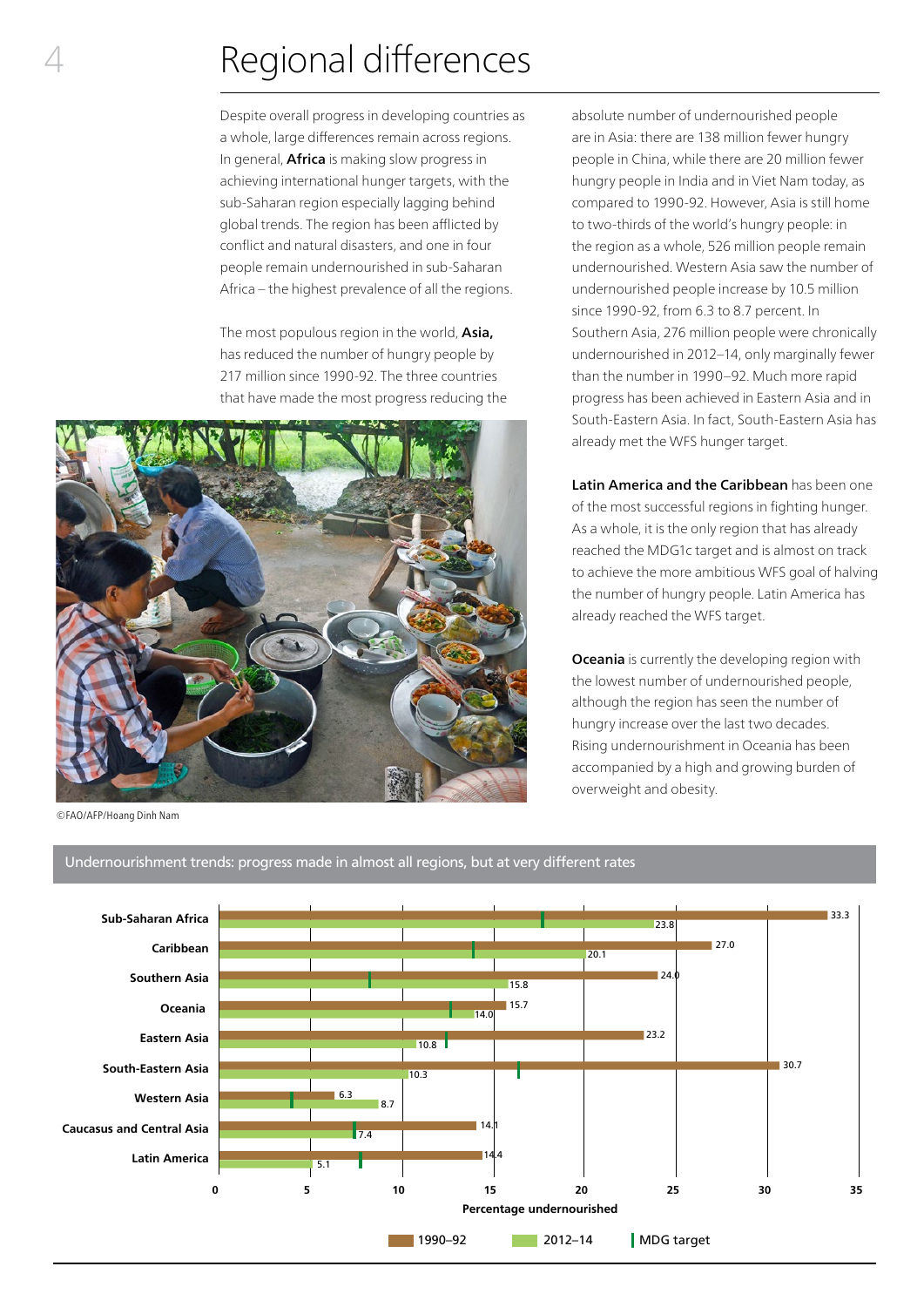# Regional differences

Despite overall progress in developing countries as a whole, large differences remain across regions. In general, **Africa** is making slow progress in achieving international hunger targets, with the sub-Saharan region especially lagging behind global trends. The region has been afflicted by conflict and natural disasters, and one in four people remain undernourished in sub-Saharan Africa – the highest prevalence of all the regions.

The most populous region in the world, **Asia,** has reduced the number of hungry people by 217 million since 1990-92. The three countries that have made the most progress reducing the absolute number of undernourished people are in Asia: there are 138 million fewer hungry people in China, while there are 20 million fewer hungry people in India and in Viet Nam today, as compared to 1990-92. However, Asia is still home to two-thirds of the world's hungry people: in the region as a whole, 526 million people remain undernourished. Western Asia saw the number of undernourished people increase by 10.5 million since 1990-92, from 6.3 to 8.7 percent. In Southern Asia, 276 million people were chronically undernourished in 2012–14, only marginally fewer than the number in 1990–92. Much more rapid progress has been achieved in Eastern Asia and in South-Eastern Asia. In fact, South-Eastern Asia has already met the WFS hunger target.

©FAO/AFP/Hoang Dinh Nam

**Latin America and the Caribbean** has been one of the most successful regions in fighting hunger. As a whole, it is the only region that has already reached the MDG1c target and is almost on track to achieve the more ambitious WFS goal of halving the number of hungry people. Latin America has already reached the WFS target.

**Oceania** is currently the developing region with the lowest number of undernourished people, although the region has seen the number of hungry increase over the last two decades. Rising undernourishment in Oceania has been accompanied by a high and growing burden of overweight and obesity.

**Undernourishment trends: progress made in almost all regions, but at very different rates**

Percentage undernourished

| Region | 1990–92 | 2012–14 |
| --- | --- | --- |
| Sub-Saharan Africa | 33.3 | 23.8 |
| Caribbean | 27.0 | 20.1 |
| Southern Asia | 24.0 | 15.8 |
| Oceania | 15.7 | 14.0 |
| Eastern Asia | 23.2 | 10.8 |
| South-Eastern Asia | 30.7 | 10.3 |
| Western Asia | 6.3 | 8.7 |
| Caucasus and Central Asia | 14.1 | 7.4 |
| Latin America | 14.4 | 5.1 |

Legend: 1990–92; 2012–14; MDG target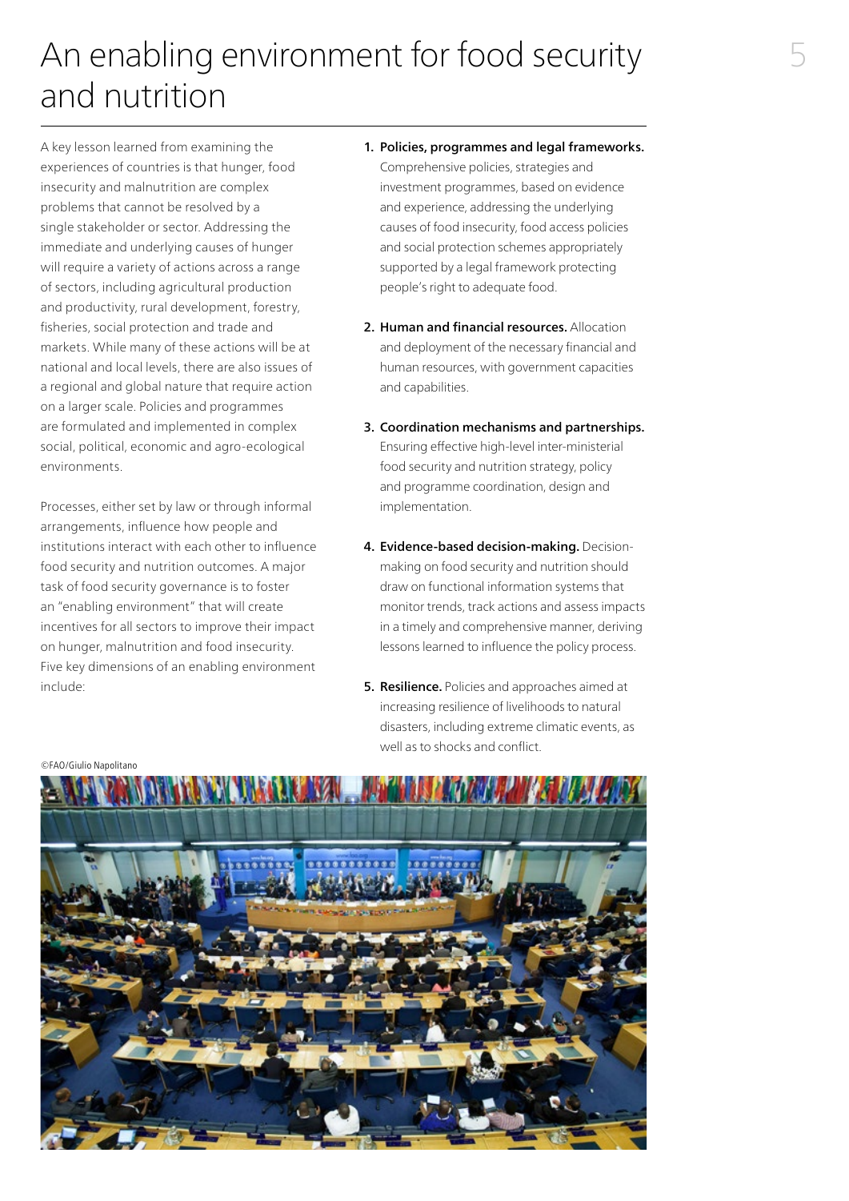# An enabling environment for food security and nutrition

A key lesson learned from examining the experiences of countries is that hunger, food insecurity and malnutrition are complex problems that cannot be resolved by a single stakeholder or sector. Addressing the immediate and underlying causes of hunger will require a variety of actions across a range of sectors, including agricultural production and productivity, rural development, forestry, fisheries, social protection and trade and markets. While many of these actions will be at national and local levels, there are also issues of a regional and global nature that require action on a larger scale. Policies and programmes are formulated and implemented in complex social, political, economic and agro-ecological environments.

Processes, either set by law or through informal arrangements, influence how people and institutions interact with each other to influence food security and nutrition outcomes. A major task of food security governance is to foster an "enabling environment" that will create incentives for all sectors to improve their impact on hunger, malnutrition and food insecurity. Five key dimensions of an enabling environment include:

1. **Policies, programmes and legal frameworks.** Comprehensive policies, strategies and investment programmes, based on evidence and experience, addressing the underlying causes of food insecurity, food access policies and social protection schemes appropriately supported by a legal framework protecting people's right to adequate food.

2. **Human and financial resources.** Allocation and deployment of the necessary financial and human resources, with government capacities and capabilities.

3. **Coordination mechanisms and partnerships.** Ensuring effective high-level inter-ministerial food security and nutrition strategy, policy and programme coordination, design and implementation.

4. **Evidence-based decision-making.** Decision-making on food security and nutrition should draw on functional information systems that monitor trends, track actions and assess impacts in a timely and comprehensive manner, deriving lessons learned to influence the policy process.

5. **Resilience.** Policies and approaches aimed at increasing resilience of livelihoods to natural disasters, including extreme climatic events, as well as to shocks and conflict.

©FAO/Giulio Napolitano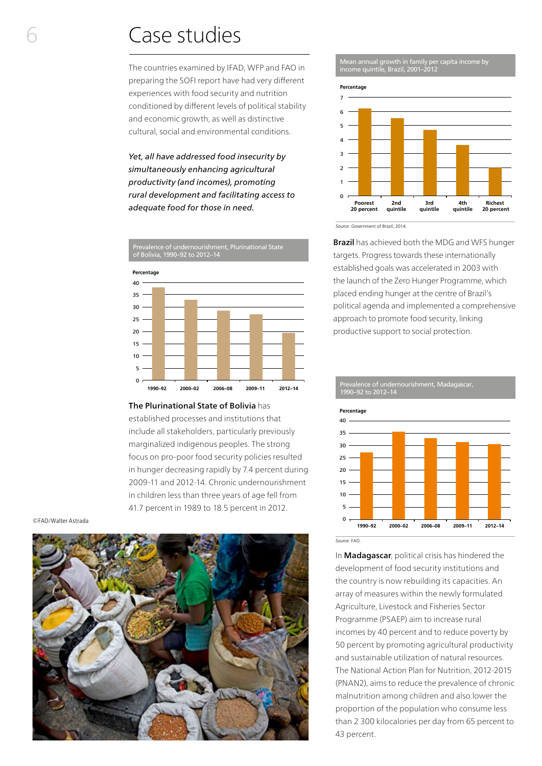# Case studies

The countries examined by IFAD, WFP and FAO in preparing the SOFI report have had very different experiences with food security and nutrition conditioned by different levels of political stability and economic growth, as well as distinctive cultural, social and environmental conditions.

*Yet, all have addressed food insecurity by simultaneously enhancing agricultural productivity (and incomes), promoting rural development and facilitating access to adequate food for those in need.*

Prevalence of undernourishment, Plurinational State of Bolivia, 1990–92 to 2012–14

**The Plurinational State of Bolivia** has established processes and institutions that include all stakeholders, particularly previously marginalized indigenous peoples. The strong focus on pro-poor food security policies resulted in hunger decreasing rapidly by 7.4 percent during 2009-11 and 2012-14. Chronic undernourishment in children less than three years of age fell from 41.7 percent in 1989 to 18.5 percent in 2012.

©FAO/Walter Astrada

Mean annual growth in family per capita income by income quintile, Brazil, 2001–2012

*Source:* Government of Brazil, 2014.

**Brazil** has achieved both the MDG and WFS hunger targets. Progress towards these internationally established goals was accelerated in 2003 with the launch of the Zero Hunger Programme, which placed ending hunger at the centre of Brazil's political agenda and implemented a comprehensive approach to promote food security, linking productive support to social protection.

Prevalence of undernourishment, Madagascar, 1990–92 to 2012–14

*Source:* FAO.

In **Madagascar**, political crisis has hindered the development of food security institutions and the country is now rebuilding its capacities. An array of measures within the newly formulated Agriculture, Livestock and Fisheries Sector Programme (PSAEP) aim to increase rural incomes by 40 percent and to reduce poverty by 50 percent by promoting agricultural productivity and sustainable utilization of natural resources. The National Action Plan for Nutrition, 2012-2015 (PNAN2), aims to reduce the prevalence of chronic malnutrition among children and also lower the proportion of the population who consume less than 2 300 kilocalories per day from 65 percent to 43 percent.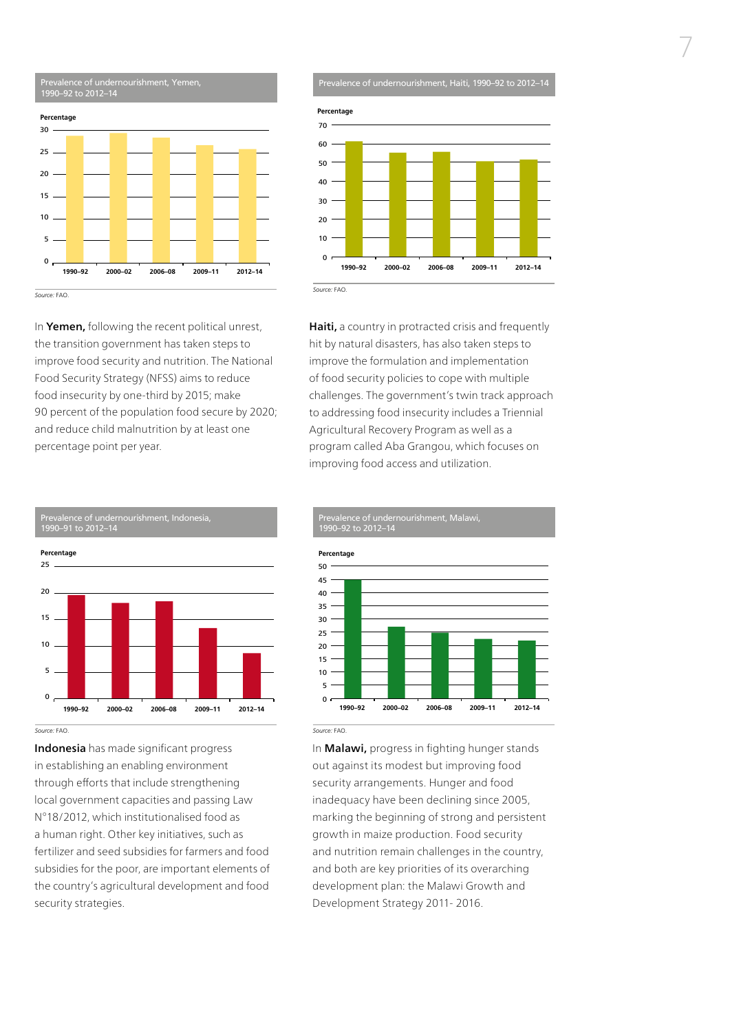Prevalence of undernourishment, Yemen, 1990–92 to 2012–14

Percentage

*Source:* FAO.

In **Yemen,** following the recent political unrest, the transition government has taken steps to improve food security and nutrition. The National Food Security Strategy (NFSS) aims to reduce food insecurity by one-third by 2015; make 90 percent of the population food secure by 2020; and reduce child malnutrition by at least one percentage point per year.

Prevalence of undernourishment, Haiti, 1990–92 to 2012–14

Percentage

*Source:* FAO.

**Haiti,** a country in protracted crisis and frequently hit by natural disasters, has also taken steps to improve the formulation and implementation of food security policies to cope with multiple challenges. The government's twin track approach to addressing food insecurity includes a Triennial Agricultural Recovery Program as well as a program called Aba Grangou, which focuses on improving food access and utilization.

Prevalence of undernourishment, Indonesia, 1990–91 to 2012–14

Percentage

*Source:* FAO.

**Indonesia** has made significant progress in establishing an enabling environment through efforts that include strengthening local government capacities and passing Law N°18/2012, which institutionalised food as a human right. Other key initiatives, such as fertilizer and seed subsidies for farmers and food subsidies for the poor, are important elements of the country's agricultural development and food security strategies.

Prevalence of undernourishment, Malawi, 1990–92 to 2012–14

Percentage

*Source:* FAO.

In **Malawi,** progress in fighting hunger stands out against its modest but improving food security arrangements. Hunger and food inadequacy have been declining since 2005, marking the beginning of strong and persistent growth in maize production. Food security and nutrition remain challenges in the country, and both are key priorities of its overarching development plan: the Malawi Growth and Development Strategy 2011- 2016.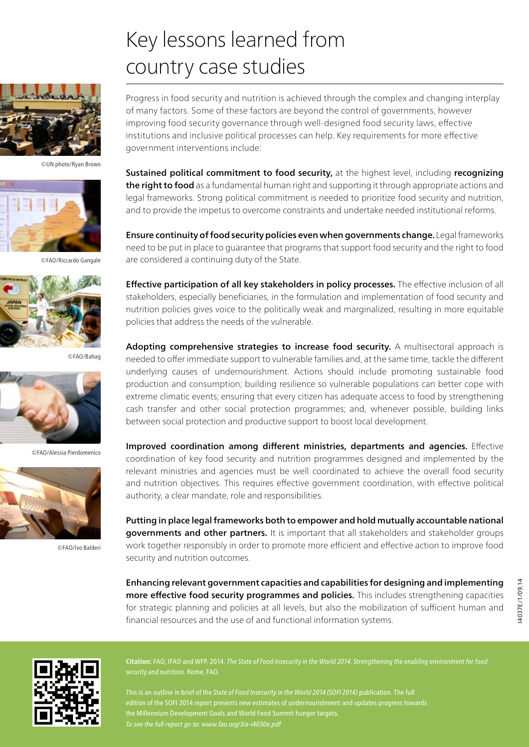# Key lessons learned from country case studies

©UN photo/Ryan Brown

©FAO/Riccardo Gangale

©FAO/Bahag

©FAO/Alessia Pierdomenico

©FAO/Ivo Balderi

Progress in food security and nutrition is achieved through the complex and changing interplay of many factors. Some of these factors are beyond the control of governments, however improving food security governance through well-designed food security laws, effective institutions and inclusive political processes can help. Key requirements for more effective government interventions include:

**Sustained political commitment to food security,** at the highest level, including **recognizing the right to food** as a fundamental human right and supporting it through appropriate actions and legal frameworks. Strong political commitment is needed to prioritize food security and nutrition, and to provide the impetus to overcome constraints and undertake needed institutional reforms.

**Ensure continuity of food security policies even when governments change.** Legal frameworks need to be put in place to guarantee that programs that support food security and the right to food are considered a continuing duty of the State.

**Effective participation of all key stakeholders in policy processes.** The effective inclusion of all stakeholders, especially beneficiaries, in the formulation and implementation of food security and nutrition policies gives voice to the politically weak and marginalized, resulting in more equitable policies that address the needs of the vulnerable.

**Adopting comprehensive strategies to increase food security.** A multisectoral approach is needed to offer immediate support to vulnerable families and, at the same time, tackle the different underlying causes of undernourishment. Actions should include promoting sustainable food production and consumption; building resilience so vulnerable populations can better cope with extreme climatic events; ensuring that every citizen has adequate access to food by strengthening cash transfer and other social protection programmes; and, whenever possible, building links between social protection and productive support to boost local development.

**Improved coordination among different ministries, departments and agencies.** Effective coordination of key food security and nutrition programmes designed and implemented by the relevant ministries and agencies must be well coordinated to achieve the overall food security and nutrition objectives. This requires effective government coordination, with effective political authority, a clear mandate, role and responsibilities.

**Putting in place legal frameworks both to empower and hold mutually accountable national governments and other partners.** It is important that all stakeholders and stakeholder groups work together responsibly in order to promote more efficient and effective action to improve food security and nutrition outcomes.

**Enhancing relevant government capacities and capabilities for designing and implementing more effective food security programmes and policies.** This includes strengthening capacities for strategic planning and policies at all levels, but also the mobilization of sufficient human and financial resources and the use of and functional information systems.

**Citation:** FAO, IFAD and WFP. 2014. *The State of Food Insecurity in the World 2014. Strengthening the enabling environment for food security and nutrition.* Rome, FAO.

This is an outline in brief of the *State of Food Insecurity in the World 2014 (SOFI 2014)* publication. The full edition of the SOFI 2014 report presents new estimates of undernourishment and updates progress towards the Millennium Development Goals and World Food Summit hunger targets.
*To see the full report go to: www.fao.org/3/a-i4030e.pdf*

I4037E/1/09.14